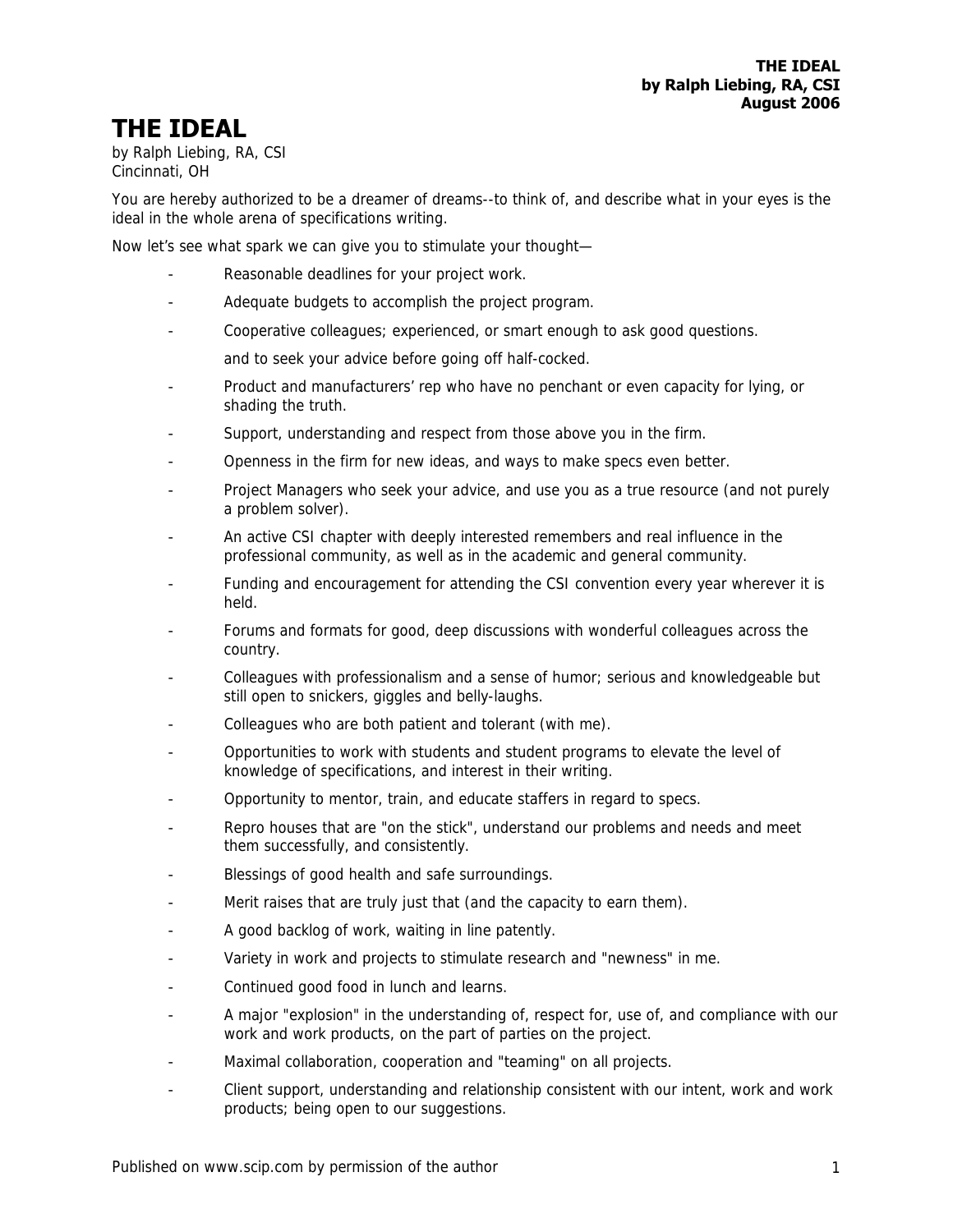# THE IDEAL

by Ralph Liebing, RA, CSI
Cincinnati, OH

You are hereby authorized to be a dreamer of dreams--to think of, and describe what in your eyes is the ideal in the whole arena of specifications writing.

Now let's see what spark we can give you to stimulate your thought—

- Reasonable deadlines for your project work.
- Adequate budgets to accomplish the project program.
- Cooperative colleagues; experienced, or smart enough to ask good questions.

  and to seek your advice before going off half-cocked.
- Product and manufacturers' rep who have no penchant or even capacity for lying, or shading the truth.
- Support, understanding and respect from those above you in the firm.
- Openness in the firm for new ideas, and ways to make specs even better.
- Project Managers who seek your advice, and use you as a true resource (and not purely a problem solver).
- An active CSI chapter with deeply interested remembers and real influence in the professional community, as well as in the academic and general community.
- Funding and encouragement for attending the CSI convention every year wherever it is held.
- Forums and formats for good, deep discussions with wonderful colleagues across the country.
- Colleagues with professionalism and a sense of humor; serious and knowledgeable but still open to snickers, giggles and belly-laughs.
- Colleagues who are both patient and tolerant (with me).
- Opportunities to work with students and student programs to elevate the level of knowledge of specifications, and interest in their writing.
- Opportunity to mentor, train, and educate staffers in regard to specs.
- Repro houses that are "on the stick", understand our problems and needs and meet them successfully, and consistently.
- Blessings of good health and safe surroundings.
- Merit raises that are truly just that (and the capacity to earn them).
- A good backlog of work, waiting in line patently.
- Variety in work and projects to stimulate research and "newness" in me.
- Continued good food in lunch and learns.
- A major "explosion" in the understanding of, respect for, use of, and compliance with our work and work products, on the part of parties on the project.
- Maximal collaboration, cooperation and "teaming" on all projects.
- Client support, understanding and relationship consistent with our intent, work and work products; being open to our suggestions.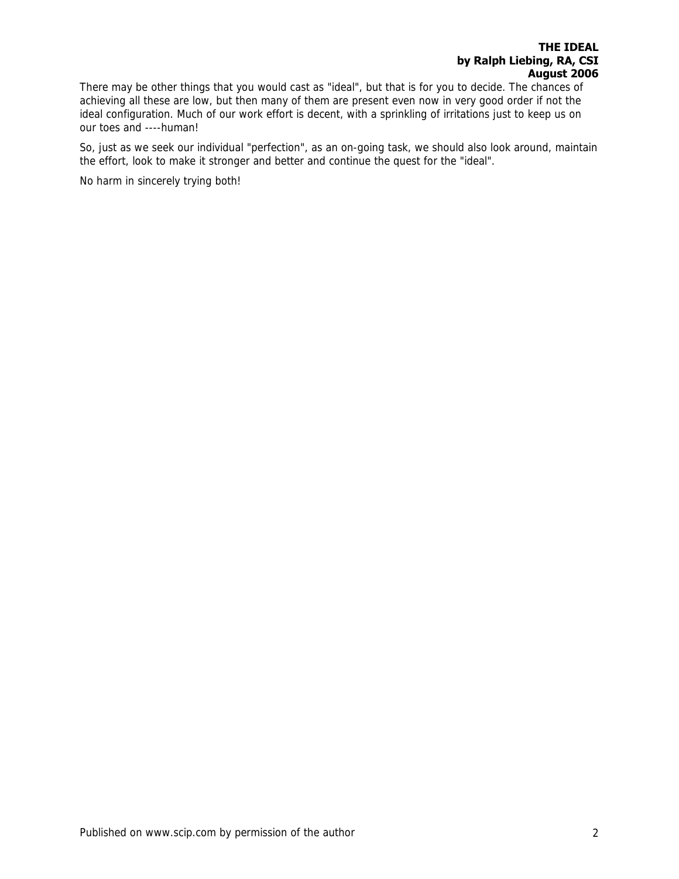There may be other things that you would cast as "ideal", but that is for you to decide. The chances of achieving all these are low, but then many of them are present even now in very good order if not the ideal configuration. Much of our work effort is decent, with a sprinkling of irritations just to keep us on our toes and ----human!

So, just as we seek our individual "perfection", as an on-going task, we should also look around, maintain the effort, look to make it stronger and better and continue the quest for the "ideal".

No harm in sincerely trying both!